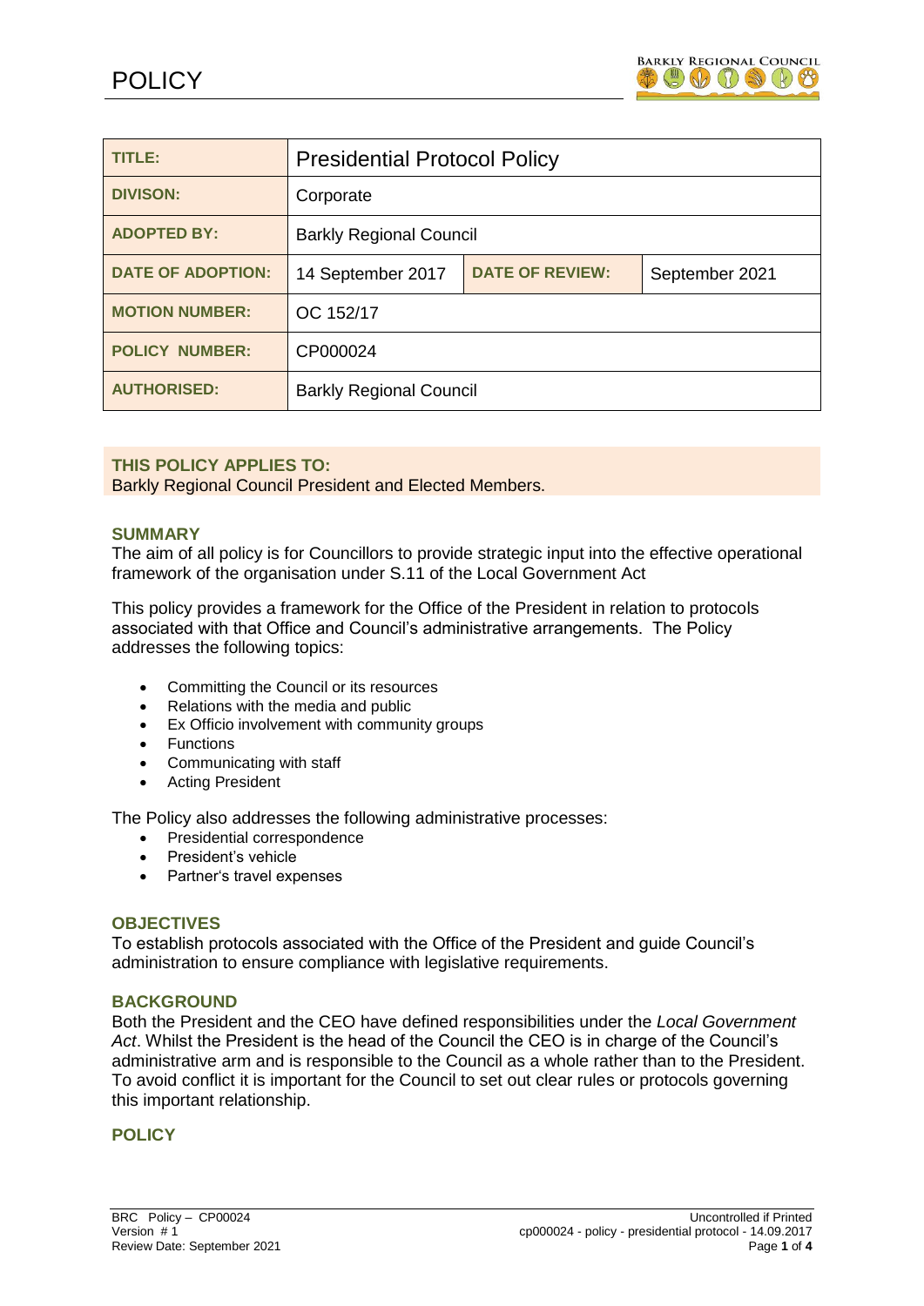# POLICY

| TITLE: | Presidential Protocol Policy | | |
|---|---|---|---|
| DIVISON: | Corporate | | |
| ADOPTED BY: | Barkly Regional Council | | |
| DATE OF ADOPTION: | 14 September 2017 | DATE OF REVIEW: | September 2021 |
| MOTION NUMBER: | OC 152/17 | | |
| POLICY NUMBER: | CP000024 | | |
| AUTHORISED: | Barkly Regional Council | | |

**THIS POLICY APPLIES TO:**
Barkly Regional Council President and Elected Members.

## SUMMARY

The aim of all policy is for Councillors to provide strategic input into the effective operational framework of the organisation under S.11 of the Local Government Act

This policy provides a framework for the Office of the President in relation to protocols associated with that Office and Council's administrative arrangements. The Policy addresses the following topics:

- Committing the Council or its resources
- Relations with the media and public
- Ex Officio involvement with community groups
- Functions
- Communicating with staff
- Acting President

The Policy also addresses the following administrative processes:

- Presidential correspondence
- President's vehicle
- Partner's travel expenses

## OBJECTIVES

To establish protocols associated with the Office of the President and guide Council's administration to ensure compliance with legislative requirements.

## BACKGROUND

Both the President and the CEO have defined responsibilities under the *Local Government Act*. Whilst the President is the head of the Council the CEO is in charge of the Council's administrative arm and is responsible to the Council as a whole rather than to the President. To avoid conflict it is important for the Council to set out clear rules or protocols governing this important relationship.

## POLICY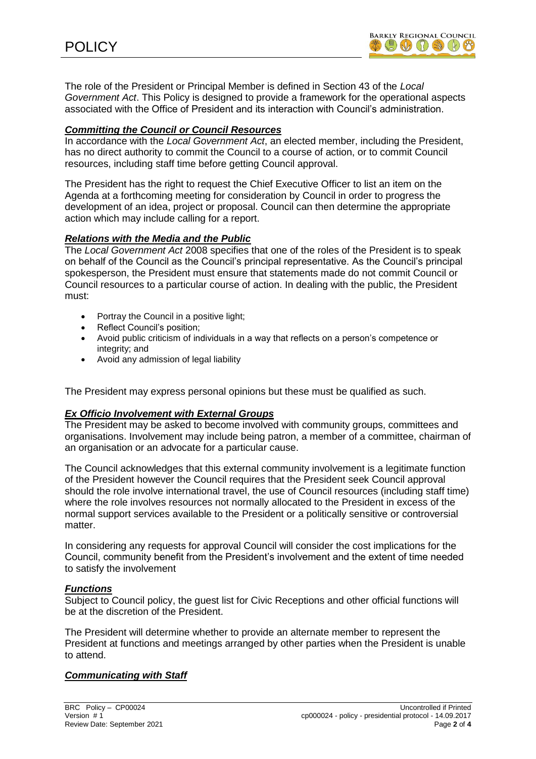The role of the President or Principal Member is defined in Section 43 of the *Local Government Act*. This Policy is designed to provide a framework for the operational aspects associated with the Office of President and its interaction with Council's administration.

***Committing the Council or Council Resources***

In accordance with the *Local Government Act*, an elected member, including the President, has no direct authority to commit the Council to a course of action, or to commit Council resources, including staff time before getting Council approval.

The President has the right to request the Chief Executive Officer to list an item on the Agenda at a forthcoming meeting for consideration by Council in order to progress the development of an idea, project or proposal. Council can then determine the appropriate action which may include calling for a report.

***Relations with the Media and the Public***

The *Local Government Act* 2008 specifies that one of the roles of the President is to speak on behalf of the Council as the Council's principal representative. As the Council's principal spokesperson, the President must ensure that statements made do not commit Council or Council resources to a particular course of action. In dealing with the public, the President must:

- Portray the Council in a positive light;
- Reflect Council's position;
- Avoid public criticism of individuals in a way that reflects on a person's competence or integrity; and
- Avoid any admission of legal liability

The President may express personal opinions but these must be qualified as such.

***Ex Officio Involvement with External Groups***

The President may be asked to become involved with community groups, committees and organisations. Involvement may include being patron, a member of a committee, chairman of an organisation or an advocate for a particular cause.

The Council acknowledges that this external community involvement is a legitimate function of the President however the Council requires that the President seek Council approval should the role involve international travel, the use of Council resources (including staff time) where the role involves resources not normally allocated to the President in excess of the normal support services available to the President or a politically sensitive or controversial matter.

In considering any requests for approval Council will consider the cost implications for the Council, community benefit from the President's involvement and the extent of time needed to satisfy the involvement

***Functions***

Subject to Council policy, the guest list for Civic Receptions and other official functions will be at the discretion of the President.

The President will determine whether to provide an alternate member to represent the President at functions and meetings arranged by other parties when the President is unable to attend.

***Communicating with Staff***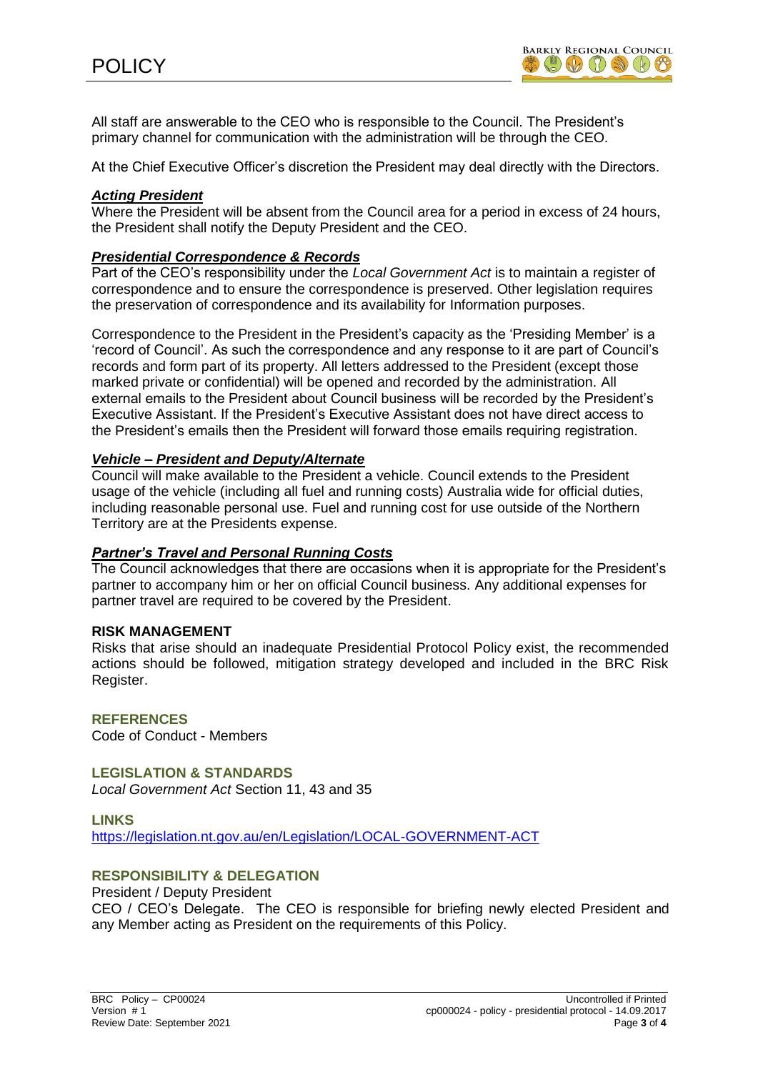All staff are answerable to the CEO who is responsible to the Council. The President's primary channel for communication with the administration will be through the CEO.

At the Chief Executive Officer's discretion the President may deal directly with the Directors.

***Acting President***

Where the President will be absent from the Council area for a period in excess of 24 hours, the President shall notify the Deputy President and the CEO.

***Presidential Correspondence & Records***

Part of the CEO's responsibility under the *Local Government Act* is to maintain a register of correspondence and to ensure the correspondence is preserved. Other legislation requires the preservation of correspondence and its availability for Information purposes.

Correspondence to the President in the President's capacity as the 'Presiding Member' is a 'record of Council'. As such the correspondence and any response to it are part of Council's records and form part of its property. All letters addressed to the President (except those marked private or confidential) will be opened and recorded by the administration. All external emails to the President about Council business will be recorded by the President's Executive Assistant. If the President's Executive Assistant does not have direct access to the President's emails then the President will forward those emails requiring registration.

***Vehicle – President and Deputy/Alternate***

Council will make available to the President a vehicle. Council extends to the President usage of the vehicle (including all fuel and running costs) Australia wide for official duties, including reasonable personal use. Fuel and running cost for use outside of the Northern Territory are at the Presidents expense.

***Partner's Travel and Personal Running Costs***

The Council acknowledges that there are occasions when it is appropriate for the President's partner to accompany him or her on official Council business. Any additional expenses for partner travel are required to be covered by the President.

**RISK MANAGEMENT**

Risks that arise should an inadequate Presidential Protocol Policy exist, the recommended actions should be followed, mitigation strategy developed and included in the BRC Risk Register.

## REFERENCES

Code of Conduct - Members

## LEGISLATION & STANDARDS

*Local Government Act* Section 11, 43 and 35

## LINKS

https://legislation.nt.gov.au/en/Legislation/LOCAL-GOVERNMENT-ACT

## RESPONSIBILITY & DELEGATION

President / Deputy President

CEO / CEO's Delegate. The CEO is responsible for briefing newly elected President and any Member acting as President on the requirements of this Policy.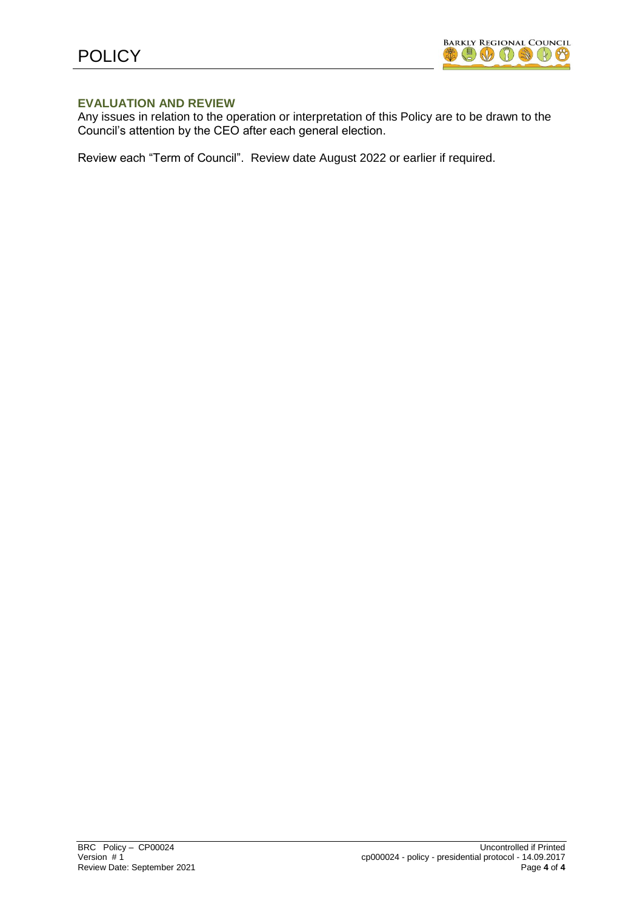## EVALUATION AND REVIEW

Any issues in relation to the operation or interpretation of this Policy are to be drawn to the Council's attention by the CEO after each general election.

Review each "Term of Council". Review date August 2022 or earlier if required.